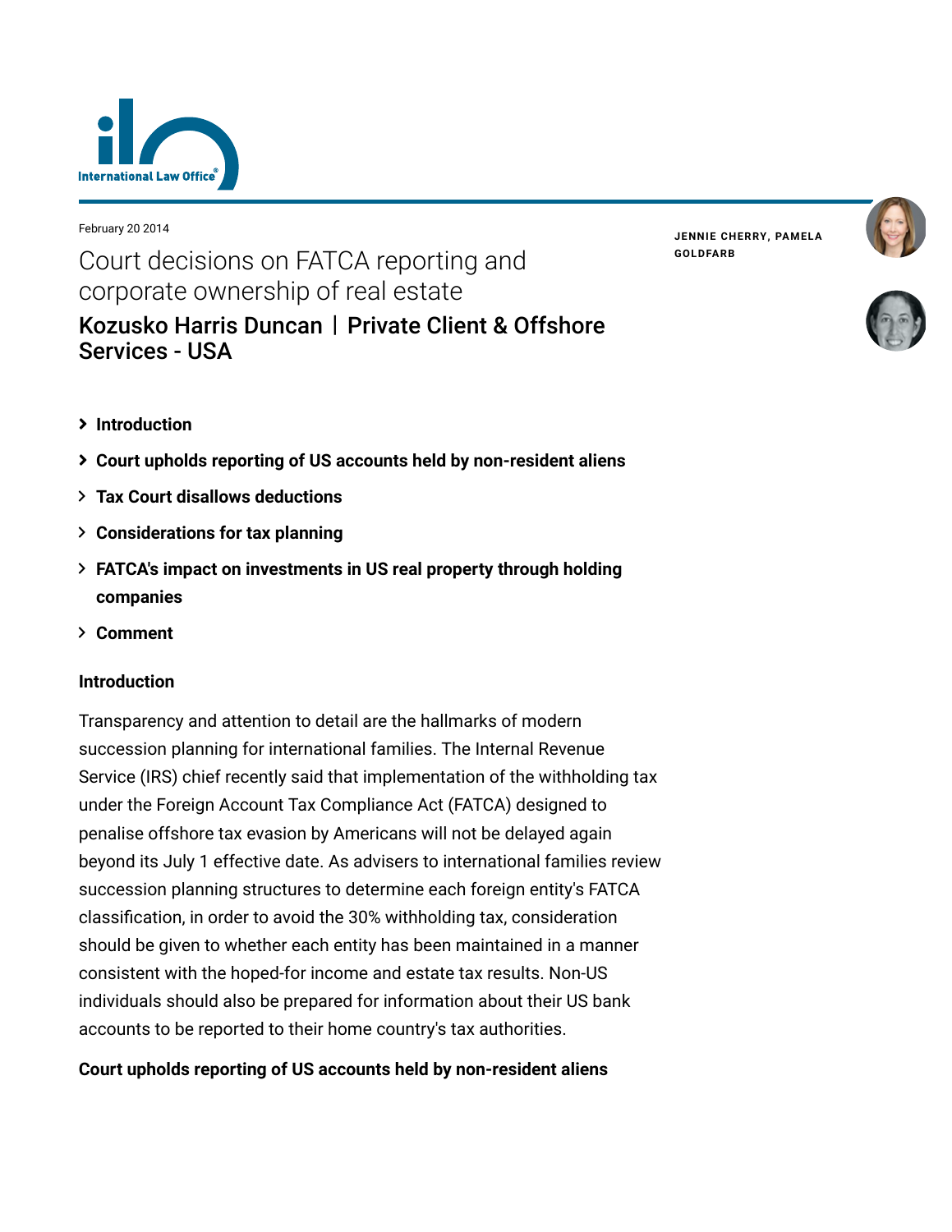February 20 2014

# Court decisions on FATCA reporting and corporate ownership of real estate

## Kozusko Harris Duncan | Private Client & Offshore Services - USA

JENNIE CHERRY, PAMELA GOLDFARB

- **Introduction**
- **Court upholds reporting of US accounts held by non-resident aliens**
- **Tax Court disallows deductions**
- **Considerations for tax planning**
- **FATCA's impact on investments in US real property through holding companies**
- **Comment**

### Introduction

Transparency and attention to detail are the hallmarks of modern succession planning for international families. The Internal Revenue Service (IRS) chief recently said that implementation of the withholding tax under the Foreign Account Tax Compliance Act (FATCA) designed to penalise offshore tax evasion by Americans will not be delayed again beyond its July 1 effective date. As advisers to international families review succession planning structures to determine each foreign entity's FATCA classification, in order to avoid the 30% withholding tax, consideration should be given to whether each entity has been maintained in a manner consistent with the hoped-for income and estate tax results. Non-US individuals should also be prepared for information about their US bank accounts to be reported to their home country's tax authorities.

### Court upholds reporting of US accounts held by non-resident aliens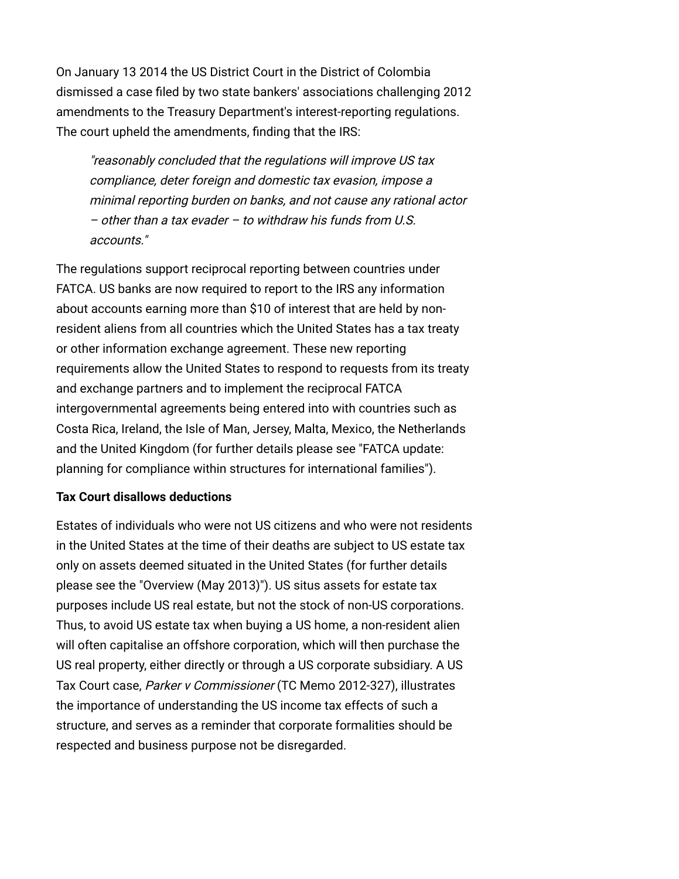On January 13 2014 the US District Court in the District of Colombia dismissed a case filed by two state bankers' associations challenging 2012 amendments to the Treasury Department's interest-reporting regulations. The court upheld the amendments, finding that the IRS:

> *"reasonably concluded that the regulations will improve US tax compliance, deter foreign and domestic tax evasion, impose a minimal reporting burden on banks, and not cause any rational actor – other than a tax evader – to withdraw his funds from U.S. accounts."*

The regulations support reciprocal reporting between countries under FATCA. US banks are now required to report to the IRS any information about accounts earning more than $10 of interest that are held by non-resident aliens from all countries which the United States has a tax treaty or other information exchange agreement. These new reporting requirements allow the United States to respond to requests from its treaty and exchange partners and to implement the reciprocal FATCA intergovernmental agreements being entered into with countries such as Costa Rica, Ireland, the Isle of Man, Jersey, Malta, Mexico, the Netherlands and the United Kingdom (for further details please see "FATCA update: planning for compliance within structures for international families").

**Tax Court disallows deductions**

Estates of individuals who were not US citizens and who were not residents in the United States at the time of their deaths are subject to US estate tax only on assets deemed situated in the United States (for further details please see the "Overview (May 2013)"). US situs assets for estate tax purposes include US real estate, but not the stock of non-US corporations. Thus, to avoid US estate tax when buying a US home, a non-resident alien will often capitalise an offshore corporation, which will then purchase the US real property, either directly or through a US corporate subsidiary. A US Tax Court case, *Parker v Commissioner* (TC Memo 2012-327), illustrates the importance of understanding the US income tax effects of such a structure, and serves as a reminder that corporate formalities should be respected and business purpose not be disregarded.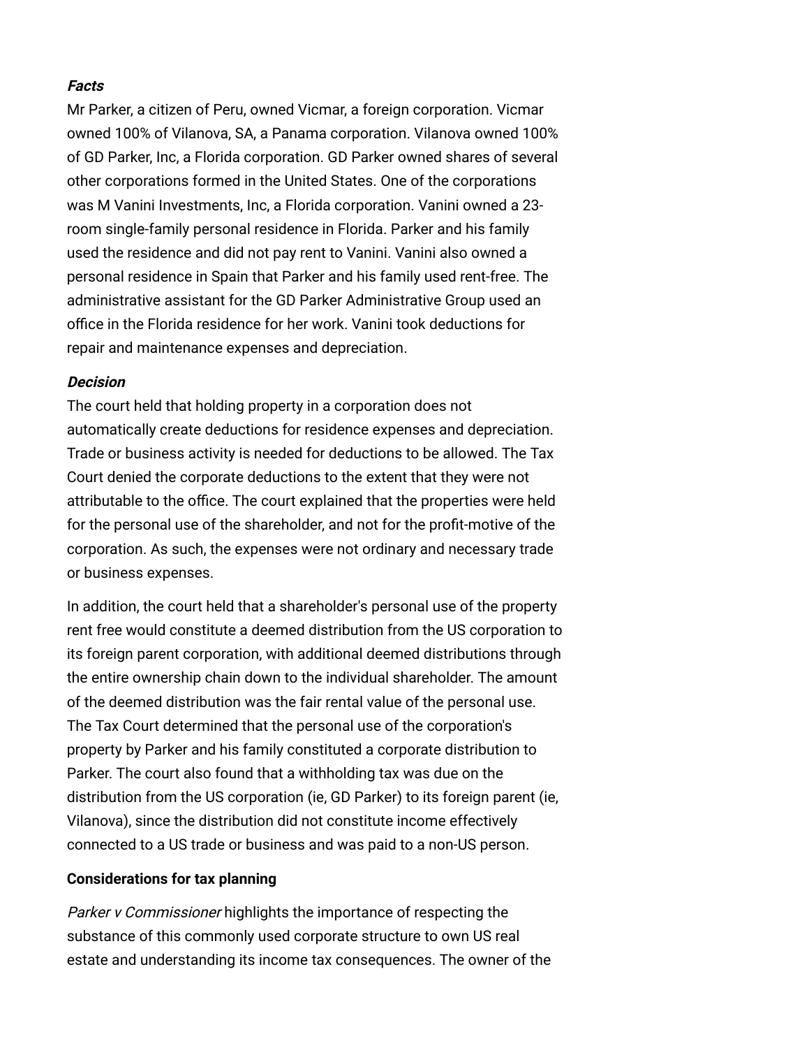***Facts***

Mr Parker, a citizen of Peru, owned Vicmar, a foreign corporation. Vicmar owned 100% of Vilanova, SA, a Panama corporation. Vilanova owned 100% of GD Parker, Inc, a Florida corporation. GD Parker owned shares of several other corporations formed in the United States. One of the corporations was M Vanini Investments, Inc, a Florida corporation. Vanini owned a 23-room single-family personal residence in Florida. Parker and his family used the residence and did not pay rent to Vanini. Vanini also owned a personal residence in Spain that Parker and his family used rent-free. The administrative assistant for the GD Parker Administrative Group used an office in the Florida residence for her work. Vanini took deductions for repair and maintenance expenses and depreciation.

***Decision***

The court held that holding property in a corporation does not automatically create deductions for residence expenses and depreciation. Trade or business activity is needed for deductions to be allowed. The Tax Court denied the corporate deductions to the extent that they were not attributable to the office. The court explained that the properties were held for the personal use of the shareholder, and not for the profit-motive of the corporation. As such, the expenses were not ordinary and necessary trade or business expenses.

In addition, the court held that a shareholder's personal use of the property rent free would constitute a deemed distribution from the US corporation to its foreign parent corporation, with additional deemed distributions through the entire ownership chain down to the individual shareholder. The amount of the deemed distribution was the fair rental value of the personal use. The Tax Court determined that the personal use of the corporation's property by Parker and his family constituted a corporate distribution to Parker. The court also found that a withholding tax was due on the distribution from the US corporation (ie, GD Parker) to its foreign parent (ie, Vilanova), since the distribution did not constitute income effectively connected to a US trade or business and was paid to a non-US person.

**Considerations for tax planning**

*Parker v Commissioner* highlights the importance of respecting the substance of this commonly used corporate structure to own US real estate and understanding its income tax consequences. The owner of the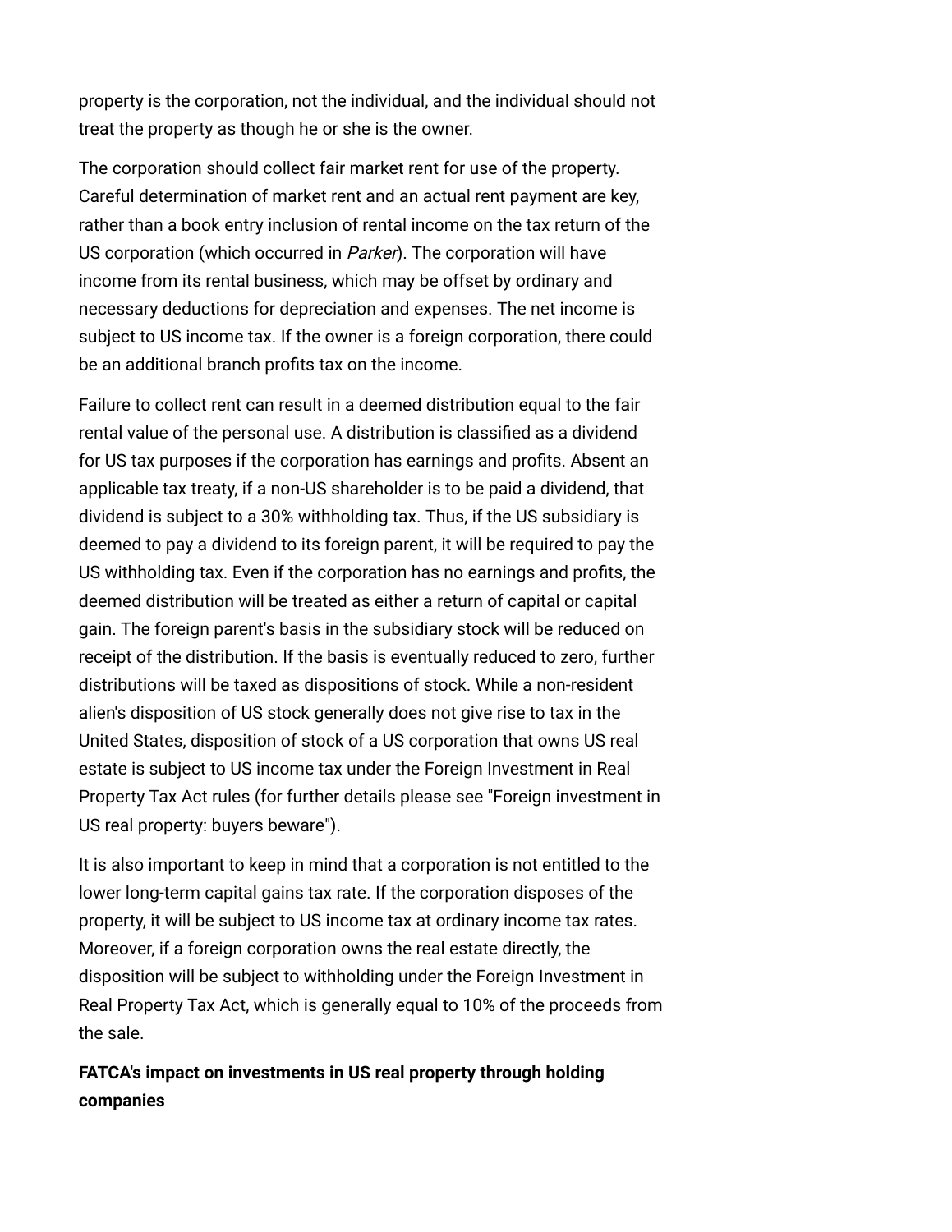property is the corporation, not the individual, and the individual should not treat the property as though he or she is the owner.

The corporation should collect fair market rent for use of the property. Careful determination of market rent and an actual rent payment are key, rather than a book entry inclusion of rental income on the tax return of the US corporation (which occurred in *Parker*). The corporation will have income from its rental business, which may be offset by ordinary and necessary deductions for depreciation and expenses. The net income is subject to US income tax. If the owner is a foreign corporation, there could be an additional branch profits tax on the income.

Failure to collect rent can result in a deemed distribution equal to the fair rental value of the personal use. A distribution is classified as a dividend for US tax purposes if the corporation has earnings and profits. Absent an applicable tax treaty, if a non-US shareholder is to be paid a dividend, that dividend is subject to a 30% withholding tax. Thus, if the US subsidiary is deemed to pay a dividend to its foreign parent, it will be required to pay the US withholding tax. Even if the corporation has no earnings and profits, the deemed distribution will be treated as either a return of capital or capital gain. The foreign parent's basis in the subsidiary stock will be reduced on receipt of the distribution. If the basis is eventually reduced to zero, further distributions will be taxed as dispositions of stock. While a non-resident alien's disposition of US stock generally does not give rise to tax in the United States, disposition of stock of a US corporation that owns US real estate is subject to US income tax under the Foreign Investment in Real Property Tax Act rules (for further details please see "Foreign investment in US real property: buyers beware").

It is also important to keep in mind that a corporation is not entitled to the lower long-term capital gains tax rate. If the corporation disposes of the property, it will be subject to US income tax at ordinary income tax rates. Moreover, if a foreign corporation owns the real estate directly, the disposition will be subject to withholding under the Foreign Investment in Real Property Tax Act, which is generally equal to 10% of the proceeds from the sale.

**FATCA's impact on investments in US real property through holding companies**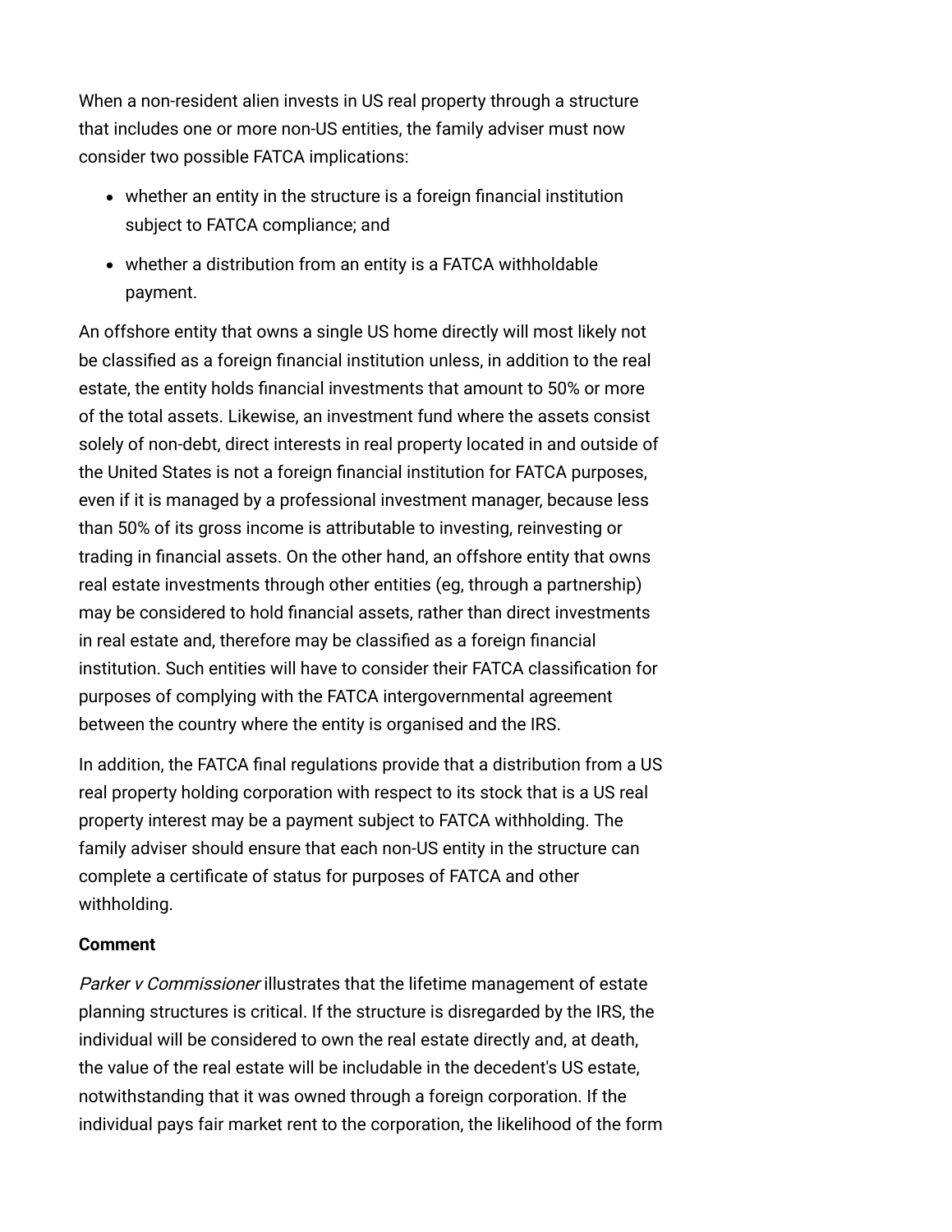When a non-resident alien invests in US real property through a structure that includes one or more non-US entities, the family adviser must now consider two possible FATCA implications:

- whether an entity in the structure is a foreign financial institution subject to FATCA compliance; and
- whether a distribution from an entity is a FATCA withholdable payment.

An offshore entity that owns a single US home directly will most likely not be classified as a foreign financial institution unless, in addition to the real estate, the entity holds financial investments that amount to 50% or more of the total assets. Likewise, an investment fund where the assets consist solely of non-debt, direct interests in real property located in and outside of the United States is not a foreign financial institution for FATCA purposes, even if it is managed by a professional investment manager, because less than 50% of its gross income is attributable to investing, reinvesting or trading in financial assets. On the other hand, an offshore entity that owns real estate investments through other entities (eg, through a partnership) may be considered to hold financial assets, rather than direct investments in real estate and, therefore may be classified as a foreign financial institution. Such entities will have to consider their FATCA classification for purposes of complying with the FATCA intergovernmental agreement between the country where the entity is organised and the IRS.

In addition, the FATCA final regulations provide that a distribution from a US real property holding corporation with respect to its stock that is a US real property interest may be a payment subject to FATCA withholding. The family adviser should ensure that each non-US entity in the structure can complete a certificate of status for purposes of FATCA and other withholding.

**Comment**

*Parker v Commissioner* illustrates that the lifetime management of estate planning structures is critical. If the structure is disregarded by the IRS, the individual will be considered to own the real estate directly and, at death, the value of the real estate will be includable in the decedent's US estate, notwithstanding that it was owned through a foreign corporation. If the individual pays fair market rent to the corporation, the likelihood of the form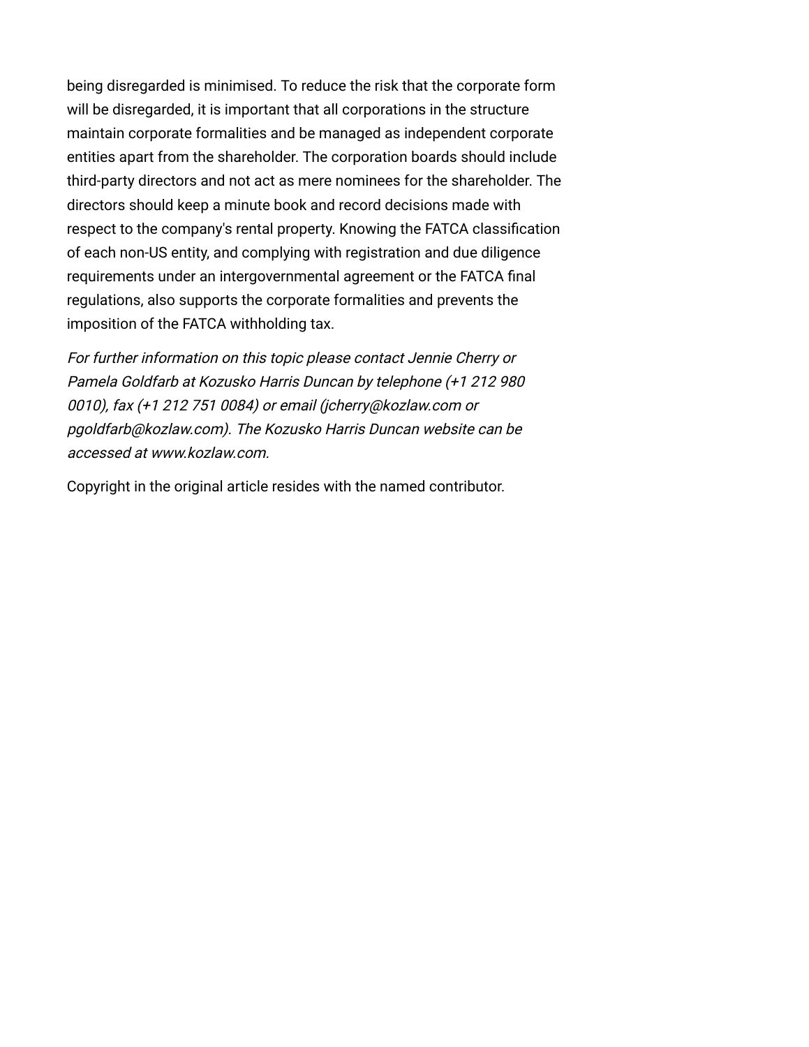being disregarded is minimised. To reduce the risk that the corporate form will be disregarded, it is important that all corporations in the structure maintain corporate formalities and be managed as independent corporate entities apart from the shareholder. The corporation boards should include third-party directors and not act as mere nominees for the shareholder. The directors should keep a minute book and record decisions made with respect to the company's rental property. Knowing the FATCA classification of each non-US entity, and complying with registration and due diligence requirements under an intergovernmental agreement or the FATCA final regulations, also supports the corporate formalities and prevents the imposition of the FATCA withholding tax.

*For further information on this topic please contact Jennie Cherry or Pamela Goldfarb at Kozusko Harris Duncan by telephone (+1 212 980 0010), fax (+1 212 751 0084) or email (jcherry@kozlaw.com or pgoldfarb@kozlaw.com). The Kozusko Harris Duncan website can be accessed at www.kozlaw.com.*

Copyright in the original article resides with the named contributor.